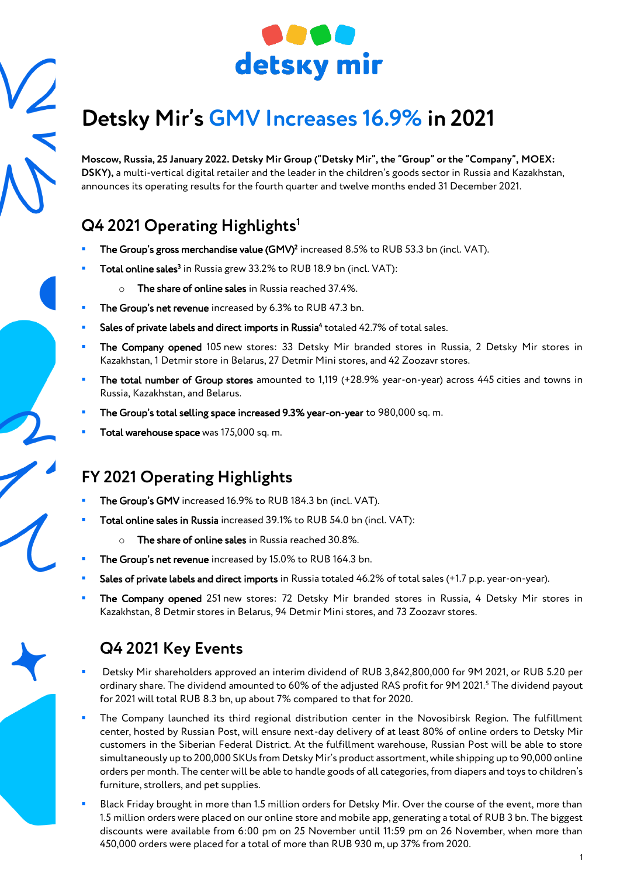# Detsky Mir's GMV Increases 16.9% in 2021

**Moscow, Russia, 25 January 2022. Detsky Mir Group ("Detsky Mir", the "Group" or the "Company", MOEX: DSKY),** a multi-vertical digital retailer and the leader in the children's goods sector in Russia and Kazakhstan, announces its operating results for the fourth quarter and twelve months ended 31 December 2021.

## Q4 2021 Operating Highlights[1]

- **The Group's gross merchandise value (GMV)**[2] increased 8.5% to RUB 53.3 bn (incl. VAT).
- **Total online sales**[3] in Russia grew 33.2% to RUB 18.9 bn (incl. VAT):
  - **The share of online sales** in Russia reached 37.4%.
- **The Group's net revenue** increased by 6.3% to RUB 47.3 bn.
- **Sales of private labels and direct imports in Russia**[4] totaled 42.7% of total sales.
- **The Company opened** 105 new stores: 33 Detsky Mir branded stores in Russia, 2 Detsky Mir stores in Kazakhstan, 1 Detmir store in Belarus, 27 Detmir Mini stores, and 42 Zoozavr stores.
- **The total number of Group stores** amounted to 1,119 (+28.9% year-on-year) across 445 cities and towns in Russia, Kazakhstan, and Belarus.
- **The Group's total selling space increased 9.3% year-on-year** to 980,000 sq. m.
- **Total warehouse space** was 175,000 sq. m.

## FY 2021 Operating Highlights

- **The Group's GMV** increased 16.9% to RUB 184.3 bn (incl. VAT).
- **Total online sales in Russia** increased 39.1% to RUB 54.0 bn (incl. VAT):
  - **The share of online sales** in Russia reached 30.8%.
- **The Group's net revenue** increased by 15.0% to RUB 164.3 bn.
- **Sales of private labels and direct imports** in Russia totaled 46.2% of total sales (+1.7 p.p. year-on-year).
- **The Company opened** 251 new stores: 72 Detsky Mir branded stores in Russia, 4 Detsky Mir stores in Kazakhstan, 8 Detmir stores in Belarus, 94 Detmir Mini stores, and 73 Zoozavr stores.

## Q4 2021 Key Events

- Detsky Mir shareholders approved an interim dividend of RUB 3,842,800,000 for 9M 2021, or RUB 5.20 per ordinary share. The dividend amounted to 60% of the adjusted RAS profit for 9M 2021.[5] The dividend payout for 2021 will total RUB 8.3 bn, up about 7% compared to that for 2020.
- The Company launched its third regional distribution center in the Novosibirsk Region. The fulfillment center, hosted by Russian Post, will ensure next-day delivery of at least 80% of online orders to Detsky Mir customers in the Siberian Federal District. At the fulfillment warehouse, Russian Post will be able to store simultaneously up to 200,000 SKUs from Detsky Mir's product assortment, while shipping up to 90,000 online orders per month. The center will be able to handle goods of all categories, from diapers and toys to children's furniture, strollers, and pet supplies.
- Black Friday brought in more than 1.5 million orders for Detsky Mir. Over the course of the event, more than 1.5 million orders were placed on our online store and mobile app, generating a total of RUB 3 bn. The biggest discounts were available from 6:00 pm on 25 November until 11:59 pm on 26 November, when more than 450,000 orders were placed for a total of more than RUB 930 m, up 37% from 2020.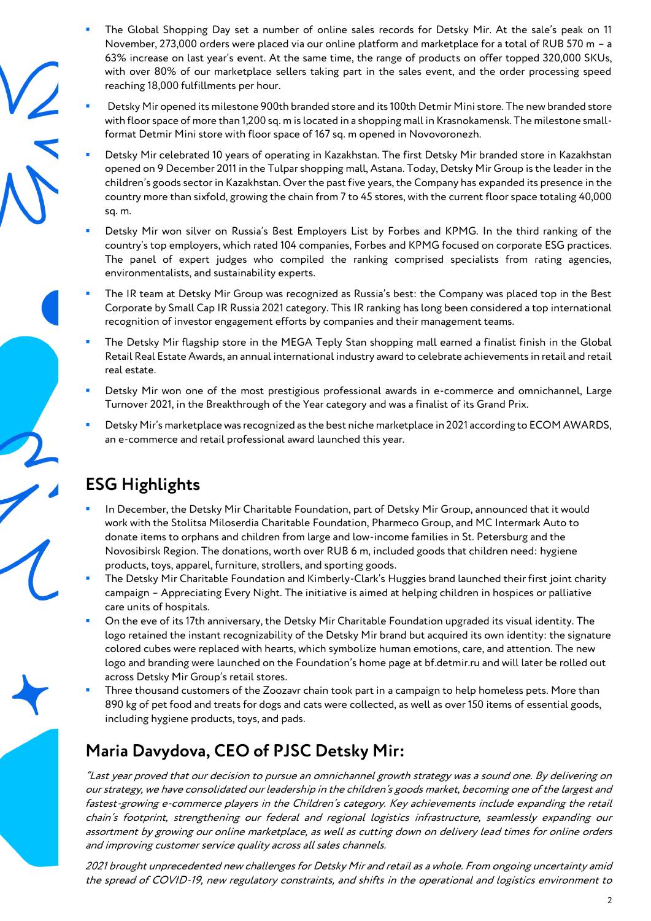- The Global Shopping Day set a number of online sales records for Detsky Mir. At the sale's peak on 11 November, 273,000 orders were placed via our online platform and marketplace for a total of RUB 570 m – a 63% increase on last year's event. At the same time, the range of products on offer topped 320,000 SKUs, with over 80% of our marketplace sellers taking part in the sales event, and the order processing speed reaching 18,000 fulfillments per hour.
- Detsky Mir opened its milestone 900th branded store and its 100th Detmir Mini store. The new branded store with floor space of more than 1,200 sq. m is located in a shopping mall in Krasnokamensk. The milestone small-format Detmir Mini store with floor space of 167 sq. m opened in Novovoronezh.
- Detsky Mir celebrated 10 years of operating in Kazakhstan. The first Detsky Mir branded store in Kazakhstan opened on 9 December 2011 in the Tulpar shopping mall, Astana. Today, Detsky Mir Group is the leader in the children's goods sector in Kazakhstan. Over the past five years, the Company has expanded its presence in the country more than sixfold, growing the chain from 7 to 45 stores, with the current floor space totaling 40,000 sq. m.
- Detsky Mir won silver on Russia's Best Employers List by Forbes and KPMG. In the third ranking of the country's top employers, which rated 104 companies, Forbes and KPMG focused on corporate ESG practices. The panel of expert judges who compiled the ranking comprised specialists from rating agencies, environmentalists, and sustainability experts.
- The IR team at Detsky Mir Group was recognized as Russia's best: the Company was placed top in the Best Corporate by Small Cap IR Russia 2021 category. This IR ranking has long been considered a top international recognition of investor engagement efforts by companies and their management teams.
- The Detsky Mir flagship store in the MEGA Teply Stan shopping mall earned a finalist finish in the Global Retail Real Estate Awards, an annual international industry award to celebrate achievements in retail and retail real estate.
- Detsky Mir won one of the most prestigious professional awards in e-commerce and omnichannel, Large Turnover 2021, in the Breakthrough of the Year category and was a finalist of its Grand Prix.
- Detsky Mir's marketplace was recognized as the best niche marketplace in 2021 according to ECOM AWARDS, an e-commerce and retail professional award launched this year.

## ESG Highlights

- In December, the Detsky Mir Charitable Foundation, part of Detsky Mir Group, announced that it would work with the Stolitsa Miloserdia Charitable Foundation, Pharmeco Group, and MC Intermark Auto to donate items to orphans and children from large and low-income families in St. Petersburg and the Novosibirsk Region. The donations, worth over RUB 6 m, included goods that children need: hygiene products, toys, apparel, furniture, strollers, and sporting goods.
- The Detsky Mir Charitable Foundation and Kimberly-Clark's Huggies brand launched their first joint charity campaign – Appreciating Every Night. The initiative is aimed at helping children in hospices or palliative care units of hospitals.
- On the eve of its 17th anniversary, the Detsky Mir Charitable Foundation upgraded its visual identity. The logo retained the instant recognizability of the Detsky Mir brand but acquired its own identity: the signature colored cubes were replaced with hearts, which symbolize human emotions, care, and attention. The new logo and branding were launched on the Foundation's home page at bf.detmir.ru and will later be rolled out across Detsky Mir Group's retail stores.
- Three thousand customers of the Zoozavr chain took part in a campaign to help homeless pets. More than 890 kg of pet food and treats for dogs and cats were collected, as well as over 150 items of essential goods, including hygiene products, toys, and pads.

## Maria Davydova, CEO of PJSC Detsky Mir:

*"Last year proved that our decision to pursue an omnichannel growth strategy was a sound one. By delivering on our strategy, we have consolidated our leadership in the children's goods market, becoming one of the largest and fastest-growing e-commerce players in the Children's category. Key achievements include expanding the retail chain's footprint, strengthening our federal and regional logistics infrastructure, seamlessly expanding our assortment by growing our online marketplace, as well as cutting down on delivery lead times for online orders and improving customer service quality across all sales channels.*

*2021 brought unprecedented new challenges for Detsky Mir and retail as a whole. From ongoing uncertainty amid the spread of COVID-19, new regulatory constraints, and shifts in the operational and logistics environment to*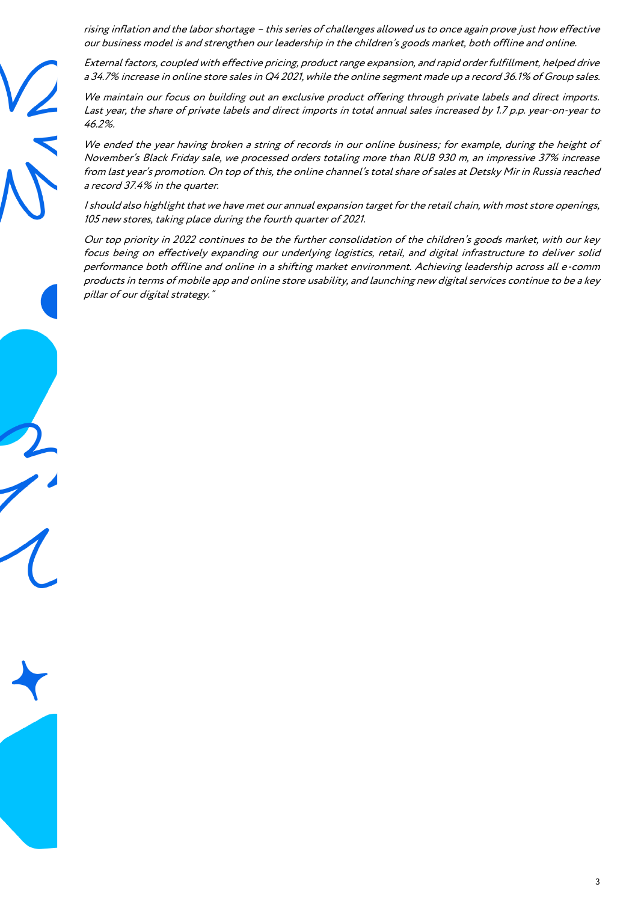*rising inflation and the labor shortage – this series of challenges allowed us to once again prove just how effective our business model is and strengthen our leadership in the children's goods market, both offline and online.*

*External factors, coupled with effective pricing, product range expansion, and rapid order fulfillment, helped drive a 34.7% increase in online store sales in Q4 2021, while the online segment made up a record 36.1% of Group sales.*

*We maintain our focus on building out an exclusive product offering through private labels and direct imports. Last year, the share of private labels and direct imports in total annual sales increased by 1.7 p.p. year-on-year to 46.2%.*

*We ended the year having broken a string of records in our online business; for example, during the height of November's Black Friday sale, we processed orders totaling more than RUB 930 m, an impressive 37% increase from last year's promotion. On top of this, the online channel's total share of sales at Detsky Mir in Russia reached a record 37.4% in the quarter.*

*I should also highlight that we have met our annual expansion target for the retail chain, with most store openings, 105 new stores, taking place during the fourth quarter of 2021.*

*Our top priority in 2022 continues to be the further consolidation of the children's goods market, with our key focus being on effectively expanding our underlying logistics, retail, and digital infrastructure to deliver solid performance both offline and online in a shifting market environment. Achieving leadership across all e-comm products in terms of mobile app and online store usability, and launching new digital services continue to be a key pillar of our digital strategy."*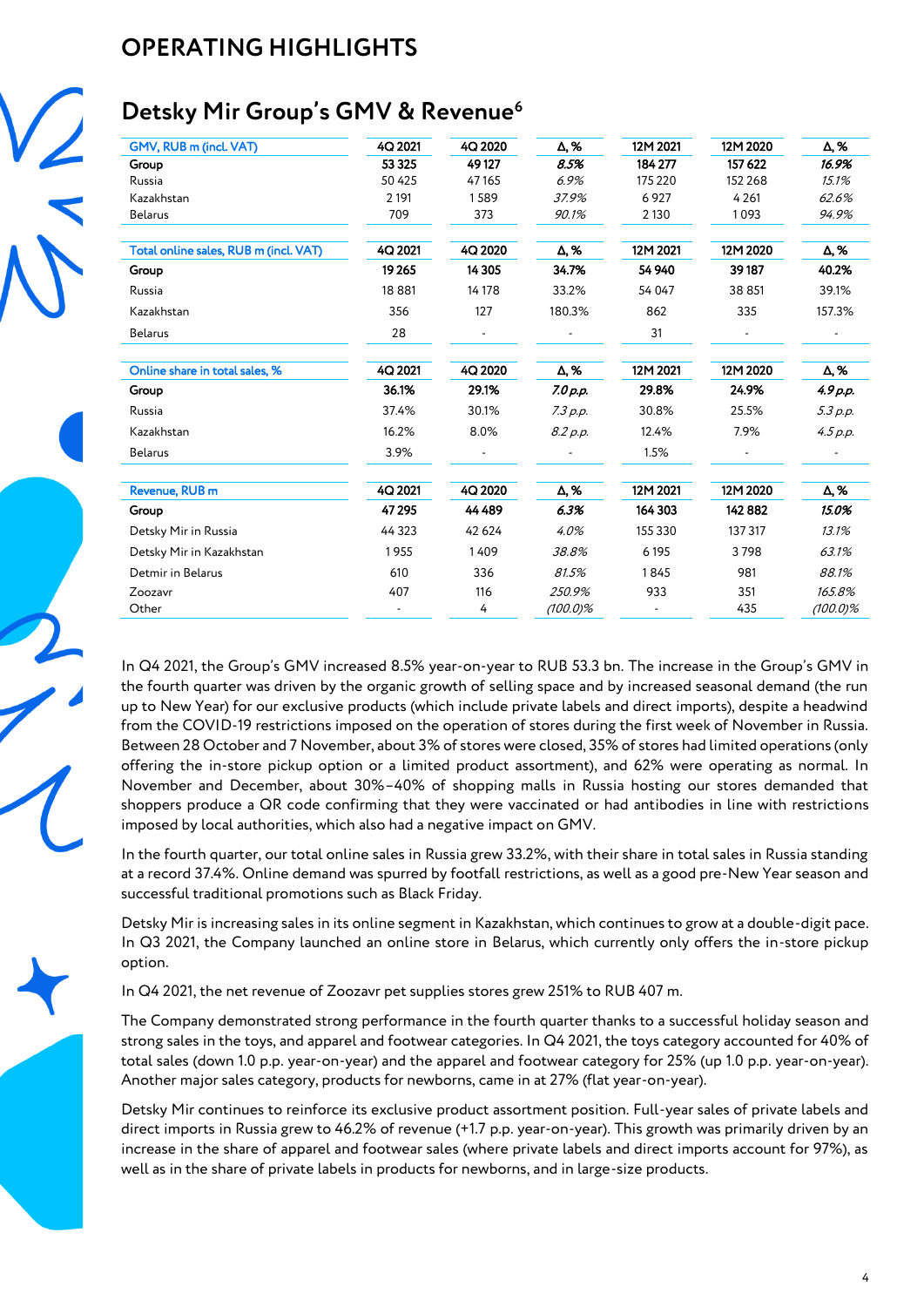## OPERATING HIGHLIGHTS

# Detsky Mir Group's GMV & Revenue[6]

| GMV, RUB m (incl. VAT) | 4Q 2021 | 4Q 2020 | Δ, % | 12M 2021 | 12M 2020 | Δ, % |
|---|---|---|---|---|---|---|
| **Group** | **53 325** | **49 127** | ***8.5%*** | **184 277** | **157 622** | ***16.9%*** |
| Russia | 50 425 | 47 165 | *6.9%* | 175 220 | 152 268 | *15.1%* |
| Kazakhstan | 2 191 | 1 589 | *37.9%* | 6 927 | 4 261 | *62.6%* |
| Belarus | 709 | 373 | *90.1%* | 2 130 | 1 093 | *94.9%* |

| Total online sales, RUB m (incl. VAT) | 4Q 2021 | 4Q 2020 | Δ, % | 12M 2021 | 12M 2020 | Δ, % |
|---|---|---|---|---|---|---|
| **Group** | **19 265** | **14 305** | **34.7%** | **54 940** | **39 187** | **40.2%** |
| Russia | 18 881 | 14 178 | 33.2% | 54 047 | 38 851 | 39.1% |
| Kazakhstan | 356 | 127 | 180.3% | 862 | 335 | 157.3% |
| Belarus | 28 | - | - | 31 | - | - |

| Online share in total sales, % | 4Q 2021 | 4Q 2020 | Δ, % | 12M 2021 | 12M 2020 | Δ, % |
|---|---|---|---|---|---|---|
| **Group** | **36.1%** | **29.1%** | ***7.0 p.p.*** | **29.8%** | **24.9%** | ***4.9 p.p.*** |
| Russia | 37.4% | 30.1% | *7.3 p.p.* | 30.8% | 25.5% | *5.3 p.p.* |
| Kazakhstan | 16.2% | 8.0% | *8.2 p.p.* | 12.4% | 7.9% | *4.5 p.p.* |
| Belarus | 3.9% | - | - | 1.5% | - | - |

| Revenue, RUB m | 4Q 2021 | 4Q 2020 | Δ, % | 12M 2021 | 12M 2020 | Δ, % |
|---|---|---|---|---|---|---|
| **Group** | **47 295** | **44 489** | ***6.3%*** | **164 303** | **142 882** | ***15.0%*** |
| Detsky Mir in Russia | 44 323 | 42 624 | *4.0%* | 155 330 | 137 317 | *13.1%* |
| Detsky Mir in Kazakhstan | 1 955 | 1 409 | *38.8%* | 6 195 | 3 798 | *63.1%* |
| Detmir in Belarus | 610 | 336 | *81.5%* | 1 845 | 981 | *88.1%* |
| Zoozavr | 407 | 116 | *250.9%* | 933 | 351 | *165.8%* |
| Other | - | 4 | *(100.0)%* | - | 435 | *(100.0)%* |

In Q4 2021, the Group's GMV increased 8.5% year-on-year to RUB 53.3 bn. The increase in the Group's GMV in the fourth quarter was driven by the organic growth of selling space and by increased seasonal demand (the run up to New Year) for our exclusive products (which include private labels and direct imports), despite a headwind from the COVID-19 restrictions imposed on the operation of stores during the first week of November in Russia. Between 28 October and 7 November, about 3% of stores were closed, 35% of stores had limited operations (only offering the in-store pickup option or a limited product assortment), and 62% were operating as normal. In November and December, about 30%–40% of shopping malls in Russia hosting our stores demanded that shoppers produce a QR code confirming that they were vaccinated or had antibodies in line with restrictions imposed by local authorities, which also had a negative impact on GMV.

In the fourth quarter, our total online sales in Russia grew 33.2%, with their share in total sales in Russia standing at a record 37.4%. Online demand was spurred by footfall restrictions, as well as a good pre-New Year season and successful traditional promotions such as Black Friday.

Detsky Mir is increasing sales in its online segment in Kazakhstan, which continues to grow at a double-digit pace. In Q3 2021, the Company launched an online store in Belarus, which currently only offers the in-store pickup option.

In Q4 2021, the net revenue of Zoozavr pet supplies stores grew 251% to RUB 407 m.

The Company demonstrated strong performance in the fourth quarter thanks to a successful holiday season and strong sales in the toys, and apparel and footwear categories. In Q4 2021, the toys category accounted for 40% of total sales (down 1.0 p.p. year-on-year) and the apparel and footwear category for 25% (up 1.0 p.p. year-on-year). Another major sales category, products for newborns, came in at 27% (flat year-on-year).

Detsky Mir continues to reinforce its exclusive product assortment position. Full-year sales of private labels and direct imports in Russia grew to 46.2% of revenue (+1.7 p.p. year-on-year). This growth was primarily driven by an increase in the share of apparel and footwear sales (where private labels and direct imports account for 97%), as well as in the share of private labels in products for newborns, and in large-size products.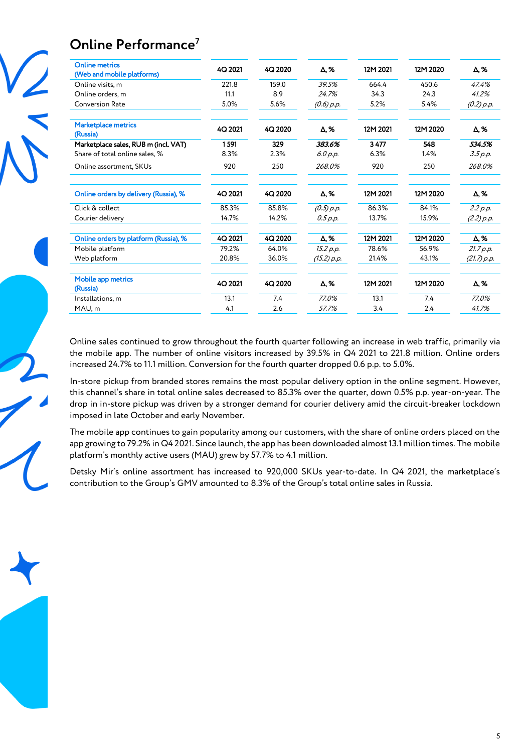# Online Performance[7]

| Online metrics (Web and mobile platforms) | 4Q 2021 | 4Q 2020 | Δ, % | 12M 2021 | 12M 2020 | Δ, % |
|---|---|---|---|---|---|---|
| Online visits, m | 221.8 | 159.0 | *39.5%* | 664.4 | 450.6 | *47.4%* |
| Online orders, m | 11.1 | 8.9 | *24.7%* | 34.3 | 24.3 | *41.2%* |
| Conversion Rate | 5.0% | 5.6% | *(0.6) p.p.* | 5.2% | 5.4% | *(0.2) p.p.* |

| Marketplace metrics (Russia) | 4Q 2021 | 4Q 2020 | Δ, % | 12M 2021 | 12M 2020 | Δ, % |
|---|---|---|---|---|---|---|
| **Marketplace sales, RUB m (incl. VAT)** | **1 591** | **329** | ***383.6%*** | **3 477** | **548** | ***534.5%*** |
| Share of total online sales, % | 8.3% | 2.3% | *6.0 p.p.* | 6.3% | 1.4% | *3.5 p.p.* |
| Online assortment, SKUs | 920 | 250 | *268.0%* | 920 | 250 | *268.0%* |

| Online orders by delivery (Russia), % | 4Q 2021 | 4Q 2020 | Δ, % | 12M 2021 | 12M 2020 | Δ, % |
|---|---|---|---|---|---|---|
| Click & collect | 85.3% | 85.8% | *(0.5) p.p.* | 86.3% | 84.1% | *2.2 p.p.* |
| Courier delivery | 14.7% | 14.2% | *0.5 p.p.* | 13.7% | 15.9% | *(2.2) p.p.* |

| Online orders by platform (Russia), % | 4Q 2021 | 4Q 2020 | Δ, % | 12M 2021 | 12M 2020 | Δ, % |
|---|---|---|---|---|---|---|
| Mobile platform | 79.2% | 64.0% | *15.2 p.p.* | 78.6% | 56.9% | *21.7 p.p.* |
| Web platform | 20.8% | 36.0% | *(15.2) p.p.* | 21.4% | 43.1% | *(21.7) p.p.* |

| Mobile app metrics (Russia) | 4Q 2021 | 4Q 2020 | Δ, % | 12M 2021 | 12M 2020 | Δ, % |
|---|---|---|---|---|---|---|
| Installations, m | 13.1 | 7.4 | *77.0%* | 13.1 | 7.4 | *77.0%* |
| MAU, m | 4.1 | 2.6 | *57.7%* | 3.4 | 2.4 | *41.7%* |

Online sales continued to grow throughout the fourth quarter following an increase in web traffic, primarily via the mobile app. The number of online visitors increased by 39.5% in Q4 2021 to 221.8 million. Online orders increased 24.7% to 11.1 million. Conversion for the fourth quarter dropped 0.6 p.p. to 5.0%.

In-store pickup from branded stores remains the most popular delivery option in the online segment. However, this channel's share in total online sales decreased to 85.3% over the quarter, down 0.5% p.p. year-on-year. The drop in in-store pickup was driven by a stronger demand for courier delivery amid the circuit-breaker lockdown imposed in late October and early November.

The mobile app continues to gain popularity among our customers, with the share of online orders placed on the app growing to 79.2% in Q4 2021. Since launch, the app has been downloaded almost 13.1 million times. The mobile platform's monthly active users (MAU) grew by 57.7% to 4.1 million.

Detsky Mir's online assortment has increased to 920,000 SKUs year-to-date. In Q4 2021, the marketplace's contribution to the Group's GMV amounted to 8.3% of the Group's total online sales in Russia.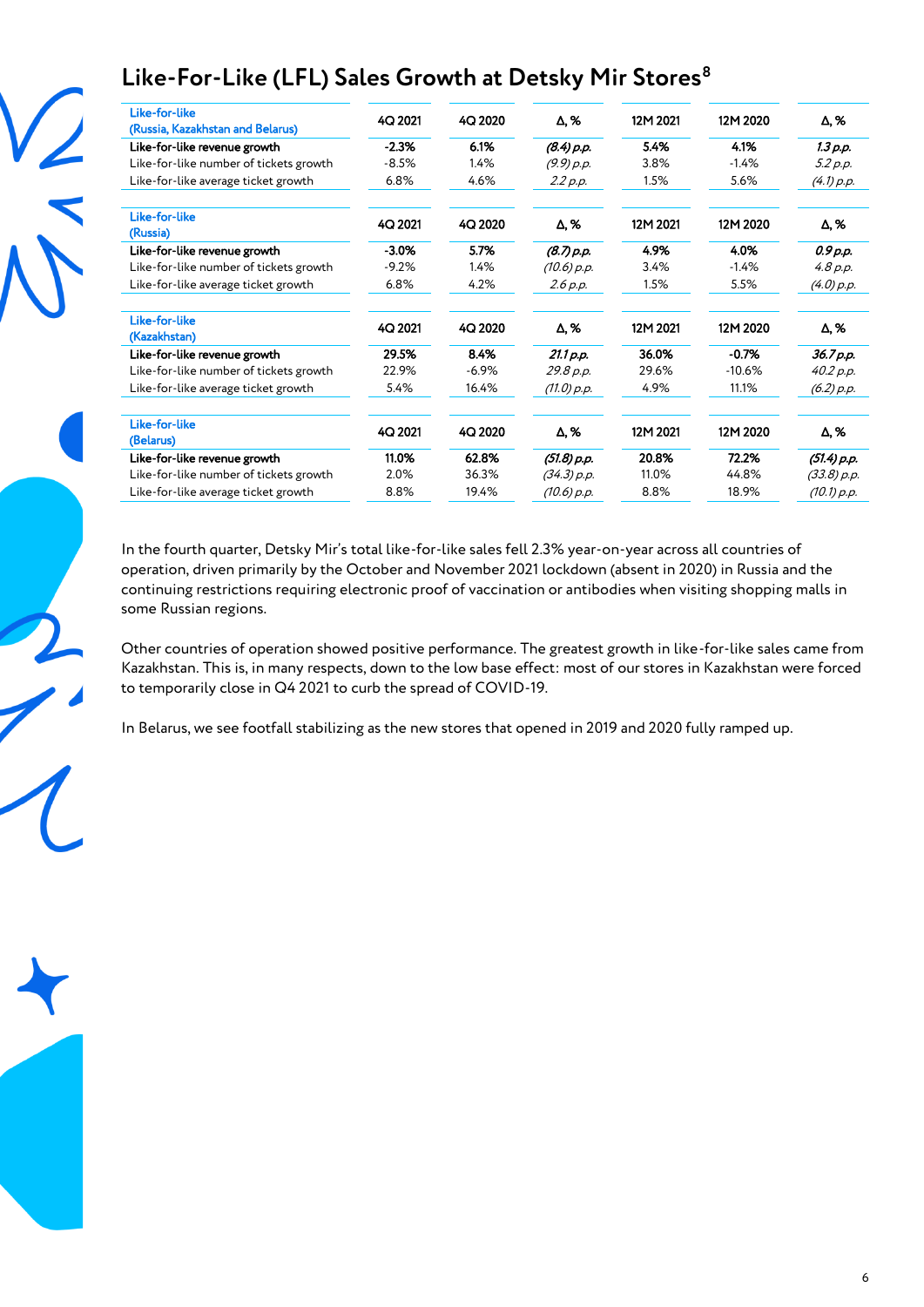## Like-For-Like (LFL) Sales Growth at Detsky Mir Stores[8]

| Like-for-like (Russia, Kazakhstan and Belarus) | 4Q 2021 | 4Q 2020 | Δ, % | 12M 2021 | 12M 2020 | Δ, % |
|---|---|---|---|---|---|---|
| **Like-for-like revenue growth** | **-2.3%** | **6.1%** | ***(8.4) p.p.*** | **5.4%** | **4.1%** | ***1.3 p.p.*** |
| Like-for-like number of tickets growth | -8.5% | 1.4% | *(9.9) p.p.* | 3.8% | -1.4% | *5.2 p.p.* |
| Like-for-like average ticket growth | 6.8% | 4.6% | *2.2 p.p.* | 1.5% | 5.6% | *(4.1) p.p.* |

| Like-for-like (Russia) | 4Q 2021 | 4Q 2020 | Δ, % | 12M 2021 | 12M 2020 | Δ, % |
|---|---|---|---|---|---|---|
| **Like-for-like revenue growth** | **-3.0%** | **5.7%** | ***(8.7) p.p.*** | **4.9%** | **4.0%** | ***0.9 p.p.*** |
| Like-for-like number of tickets growth | -9.2% | 1.4% | *(10.6) p.p.* | 3.4% | -1.4% | *4.8 p.p.* |
| Like-for-like average ticket growth | 6.8% | 4.2% | *2.6 p.p.* | 1.5% | 5.5% | *(4.0) p.p.* |

| Like-for-like (Kazakhstan) | 4Q 2021 | 4Q 2020 | Δ, % | 12M 2021 | 12M 2020 | Δ, % |
|---|---|---|---|---|---|---|
| **Like-for-like revenue growth** | **29.5%** | **8.4%** | ***21.1 p.p.*** | **36.0%** | **-0.7%** | ***36.7 p.p.*** |
| Like-for-like number of tickets growth | 22.9% | -6.9% | *29.8 p.p.* | 29.6% | -10.6% | *40.2 p.p.* |
| Like-for-like average ticket growth | 5.4% | 16.4% | *(11.0) p.p.* | 4.9% | 11.1% | *(6.2) p.p.* |

| Like-for-like (Belarus) | 4Q 2021 | 4Q 2020 | Δ, % | 12M 2021 | 12M 2020 | Δ, % |
|---|---|---|---|---|---|---|
| **Like-for-like revenue growth** | **11.0%** | **62.8%** | ***(51.8) p.p.*** | **20.8%** | **72.2%** | ***(51.4) p.p.*** |
| Like-for-like number of tickets growth | 2.0% | 36.3% | *(34.3) p.p.* | 11.0% | 44.8% | *(33.8) p.p.* |
| Like-for-like average ticket growth | 8.8% | 19.4% | *(10.6) p.p.* | 8.8% | 18.9% | *(10.1) p.p.* |

In the fourth quarter, Detsky Mir's total like-for-like sales fell 2.3% year-on-year across all countries of operation, driven primarily by the October and November 2021 lockdown (absent in 2020) in Russia and the continuing restrictions requiring electronic proof of vaccination or antibodies when visiting shopping malls in some Russian regions.

Other countries of operation showed positive performance. The greatest growth in like-for-like sales came from Kazakhstan. This is, in many respects, down to the low base effect: most of our stores in Kazakhstan were forced to temporarily close in Q4 2021 to curb the spread of COVID-19.

In Belarus, we see footfall stabilizing as the new stores that opened in 2019 and 2020 fully ramped up.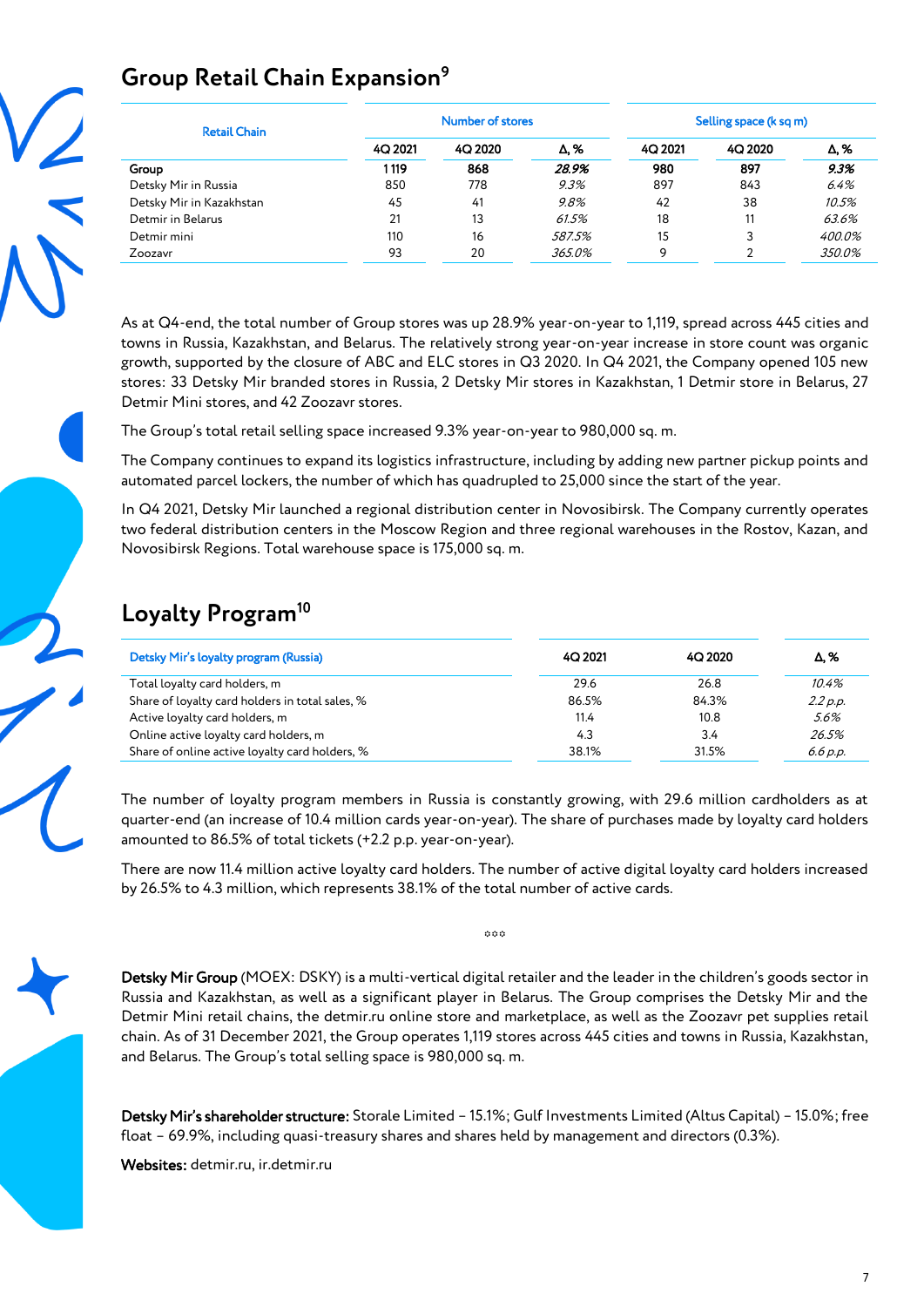## Group Retail Chain Expansion[9]

| Retail Chain | Number of stores | | | Selling space (k sq m) | | |
|---|---|---|---|---|---|---|
| | 4Q 2021 | 4Q 2020 | Δ, % | 4Q 2021 | 4Q 2020 | Δ, % |
| **Group** | **1 119** | **868** | ***28.9%*** | **980** | **897** | ***9.3%*** |
| Detsky Mir in Russia | 850 | 778 | *9.3%* | 897 | 843 | *6.4%* |
| Detsky Mir in Kazakhstan | 45 | 41 | *9.8%* | 42 | 38 | *10.5%* |
| Detmir in Belarus | 21 | 13 | *61.5%* | 18 | 11 | *63.6%* |
| Detmir mini | 110 | 16 | *587.5%* | 15 | 3 | *400.0%* |
| Zoozavr | 93 | 20 | *365.0%* | 9 | 2 | *350.0%* |

As at Q4-end, the total number of Group stores was up 28.9% year-on-year to 1,119, spread across 445 cities and towns in Russia, Kazakhstan, and Belarus. The relatively strong year-on-year increase in store count was organic growth, supported by the closure of ABC and ELC stores in Q3 2020. In Q4 2021, the Company opened 105 new stores: 33 Detsky Mir branded stores in Russia, 2 Detsky Mir stores in Kazakhstan, 1 Detmir store in Belarus, 27 Detmir Mini stores, and 42 Zoozavr stores.

The Group's total retail selling space increased 9.3% year-on-year to 980,000 sq. m.

The Company continues to expand its logistics infrastructure, including by adding new partner pickup points and automated parcel lockers, the number of which has quadrupled to 25,000 since the start of the year.

In Q4 2021, Detsky Mir launched a regional distribution center in Novosibirsk. The Company currently operates two federal distribution centers in the Moscow Region and three regional warehouses in the Rostov, Kazan, and Novosibirsk Regions. Total warehouse space is 175,000 sq. m.

## Loyalty Program[10]

| Detsky Mir's loyalty program (Russia) | 4Q 2021 | 4Q 2020 | Δ, % |
|---|---|---|---|
| Total loyalty card holders, m | 29.6 | 26.8 | *10.4%* |
| Share of loyalty card holders in total sales, % | 86.5% | 84.3% | *2.2 p.p.* |
| Active loyalty card holders, m | 11.4 | 10.8 | *5.6%* |
| Online active loyalty card holders, m | 4.3 | 3.4 | *26.5%* |
| Share of online active loyalty card holders, % | 38.1% | 31.5% | *6.6 p.p.* |

The number of loyalty program members in Russia is constantly growing, with 29.6 million cardholders as at quarter-end (an increase of 10.4 million cards year-on-year). The share of purchases made by loyalty card holders amounted to 86.5% of total tickets (+2.2 p.p. year-on-year).

There are now 11.4 million active loyalty card holders. The number of active digital loyalty card holders increased by 26.5% to 4.3 million, which represents 38.1% of the total number of active cards.

***

**Detsky Mir Group** (MOEX: DSKY) is a multi-vertical digital retailer and the leader in the children's goods sector in Russia and Kazakhstan, as well as a significant player in Belarus. The Group comprises the Detsky Mir and the Detmir Mini retail chains, the detmir.ru online store and marketplace, as well as the Zoozavr pet supplies retail chain. As of 31 December 2021, the Group operates 1,119 stores across 445 cities and towns in Russia, Kazakhstan, and Belarus. The Group's total selling space is 980,000 sq. m.

**Detsky Mir's shareholder structure:** Storale Limited – 15.1%; Gulf Investments Limited (Altus Capital) – 15.0%; free float – 69.9%, including quasi-treasury shares and shares held by management and directors (0.3%).

**Websites:** detmir.ru, ir.detmir.ru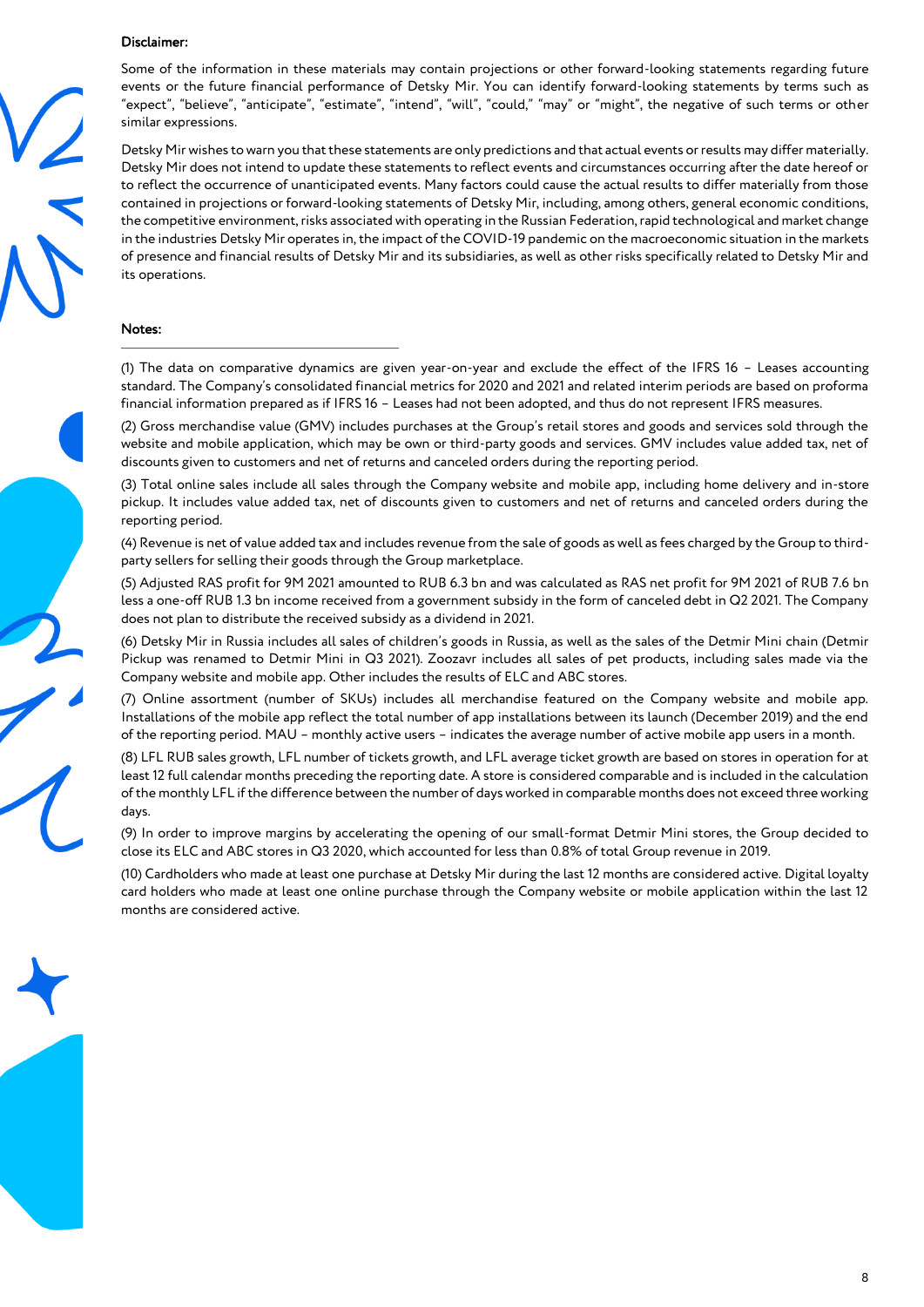**Disclaimer:**

Some of the information in these materials may contain projections or other forward-looking statements regarding future events or the future financial performance of Detsky Mir. You can identify forward-looking statements by terms such as "expect", "believe", "anticipate", "estimate", "intend", "will", "could," "may" or "might", the negative of such terms or other similar expressions.

Detsky Mir wishes to warn you that these statements are only predictions and that actual events or results may differ materially. Detsky Mir does not intend to update these statements to reflect events and circumstances occurring after the date hereof or to reflect the occurrence of unanticipated events. Many factors could cause the actual results to differ materially from those contained in projections or forward-looking statements of Detsky Mir, including, among others, general economic conditions, the competitive environment, risks associated with operating in the Russian Federation, rapid technological and market change in the industries Detsky Mir operates in, the impact of the COVID-19 pandemic on the macroeconomic situation in the markets of presence and financial results of Detsky Mir and its subsidiaries, as well as other risks specifically related to Detsky Mir and its operations.

**Notes:**

(1) The data on comparative dynamics are given year-on-year and exclude the effect of the IFRS 16 – Leases accounting standard. The Company's consolidated financial metrics for 2020 and 2021 and related interim periods are based on proforma financial information prepared as if IFRS 16 – Leases had not been adopted, and thus do not represent IFRS measures.

(2) Gross merchandise value (GMV) includes purchases at the Group's retail stores and goods and services sold through the website and mobile application, which may be own or third-party goods and services. GMV includes value added tax, net of discounts given to customers and net of returns and canceled orders during the reporting period.

(3) Total online sales include all sales through the Company website and mobile app, including home delivery and in-store pickup. It includes value added tax, net of discounts given to customers and net of returns and canceled orders during the reporting period.

(4) Revenue is net of value added tax and includes revenue from the sale of goods as well as fees charged by the Group to third-party sellers for selling their goods through the Group marketplace.

(5) Adjusted RAS profit for 9M 2021 amounted to RUB 6.3 bn and was calculated as RAS net profit for 9M 2021 of RUB 7.6 bn less a one-off RUB 1.3 bn income received from a government subsidy in the form of canceled debt in Q2 2021. The Company does not plan to distribute the received subsidy as a dividend in 2021.

(6) Detsky Mir in Russia includes all sales of children's goods in Russia, as well as the sales of the Detmir Mini chain (Detmir Pickup was renamed to Detmir Mini in Q3 2021). Zoozavr includes all sales of pet products, including sales made via the Company website and mobile app. Other includes the results of ELC and ABC stores.

(7) Online assortment (number of SKUs) includes all merchandise featured on the Company website and mobile app. Installations of the mobile app reflect the total number of app installations between its launch (December 2019) and the end of the reporting period. MAU – monthly active users – indicates the average number of active mobile app users in a month.

(8) LFL RUB sales growth, LFL number of tickets growth, and LFL average ticket growth are based on stores in operation for at least 12 full calendar months preceding the reporting date. A store is considered comparable and is included in the calculation of the monthly LFL if the difference between the number of days worked in comparable months does not exceed three working days.

(9) In order to improve margins by accelerating the opening of our small-format Detmir Mini stores, the Group decided to close its ELC and ABC stores in Q3 2020, which accounted for less than 0.8% of total Group revenue in 2019.

(10) Cardholders who made at least one purchase at Detsky Mir during the last 12 months are considered active. Digital loyalty card holders who made at least one online purchase through the Company website or mobile application within the last 12 months are considered active.